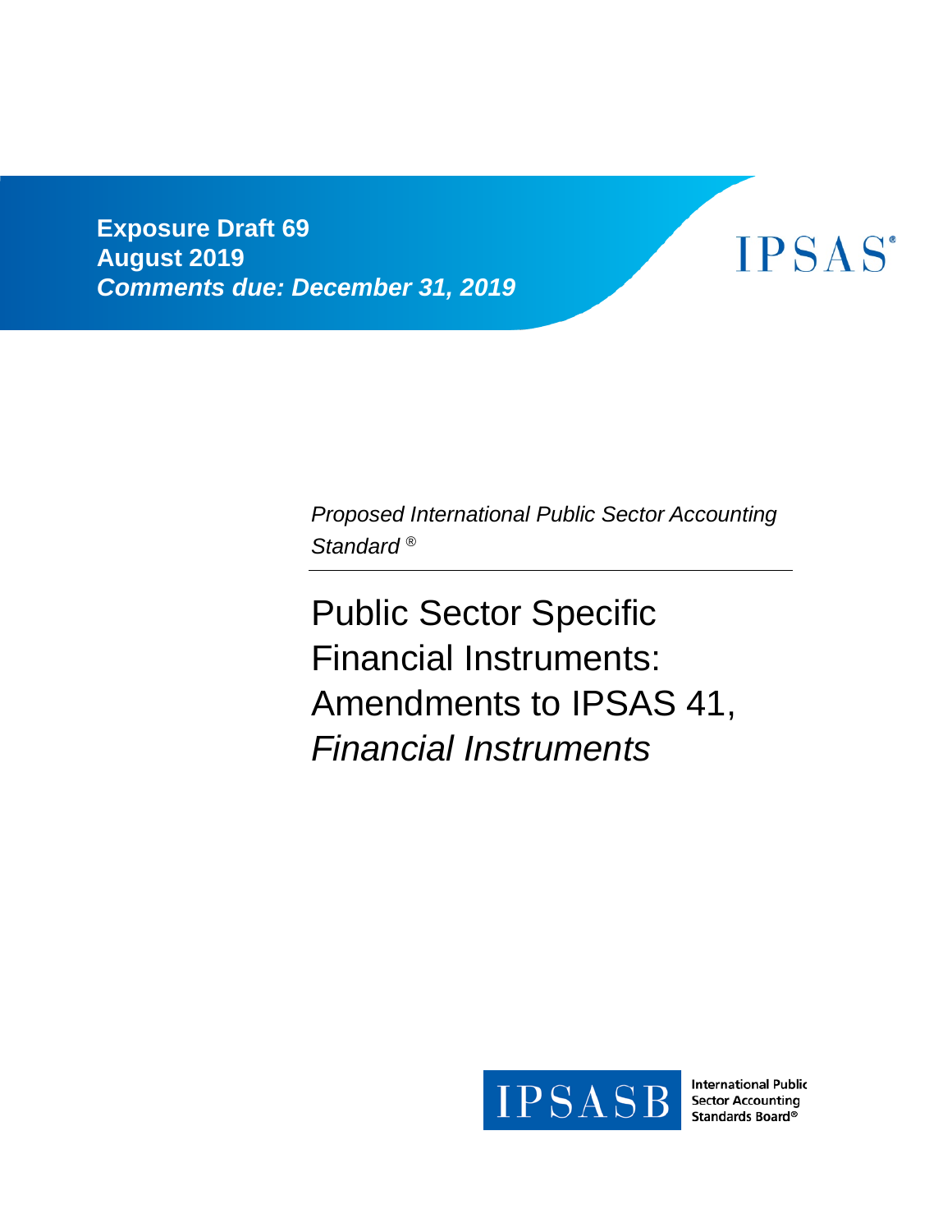**Exposure Draft 69**
**August 2019**
***Comments due: December 31, 2019***

IPSAS®

*Proposed International Public Sector Accounting Standard ®*

# Public Sector Specific Financial Instruments: Amendments to IPSAS 41, *Financial Instruments*

IPSASB International Public Sector Accounting Standards Board®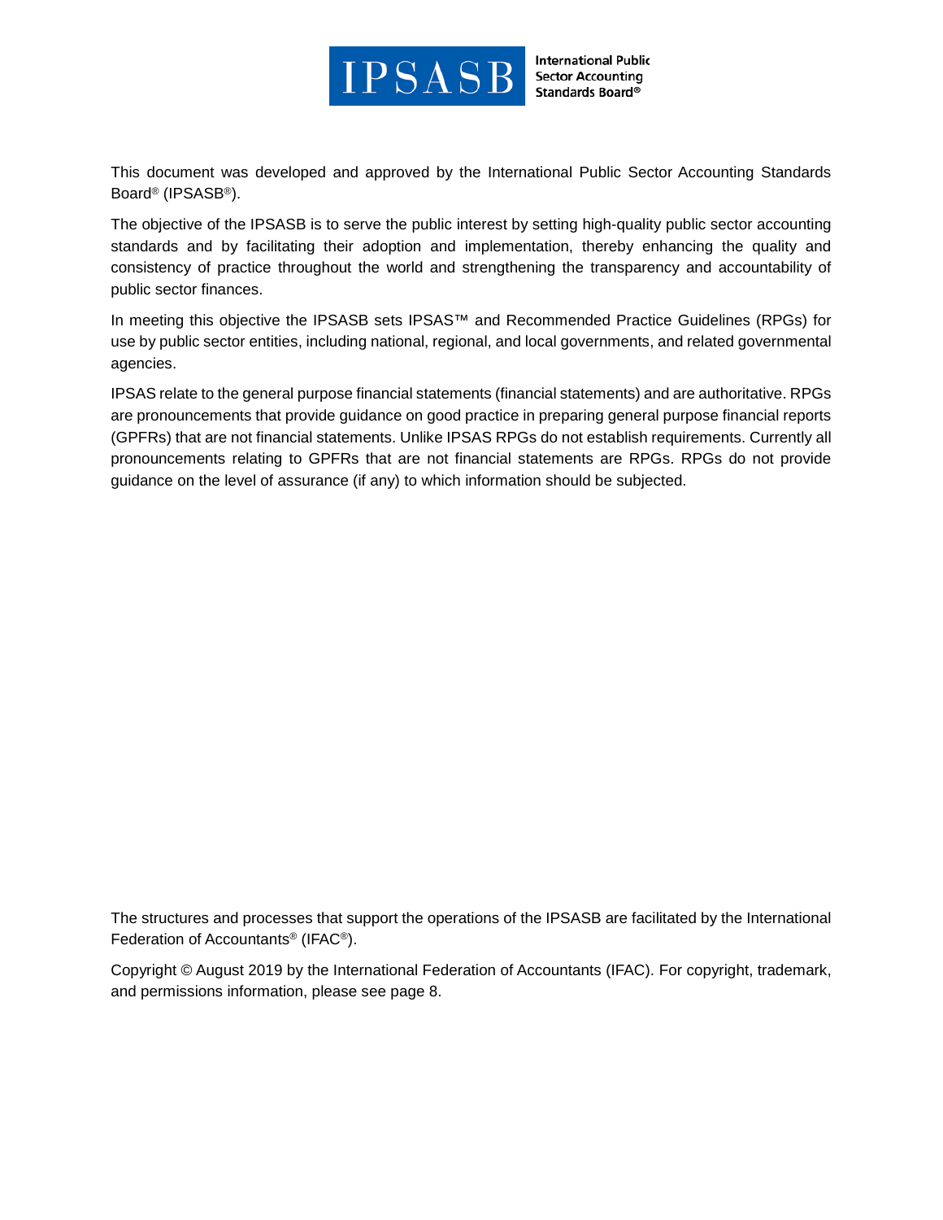This document was developed and approved by the International Public Sector Accounting Standards Board® (IPSASB®).

The objective of the IPSASB is to serve the public interest by setting high-quality public sector accounting standards and by facilitating their adoption and implementation, thereby enhancing the quality and consistency of practice throughout the world and strengthening the transparency and accountability of public sector finances.

In meeting this objective the IPSASB sets IPSAS™ and Recommended Practice Guidelines (RPGs) for use by public sector entities, including national, regional, and local governments, and related governmental agencies.

IPSAS relate to the general purpose financial statements (financial statements) and are authoritative. RPGs are pronouncements that provide guidance on good practice in preparing general purpose financial reports (GPFRs) that are not financial statements. Unlike IPSAS RPGs do not establish requirements. Currently all pronouncements relating to GPFRs that are not financial statements are RPGs. RPGs do not provide guidance on the level of assurance (if any) to which information should be subjected.

The structures and processes that support the operations of the IPSASB are facilitated by the International Federation of Accountants® (IFAC®).

Copyright © August 2019 by the International Federation of Accountants (IFAC). For copyright, trademark, and permissions information, please see page 8.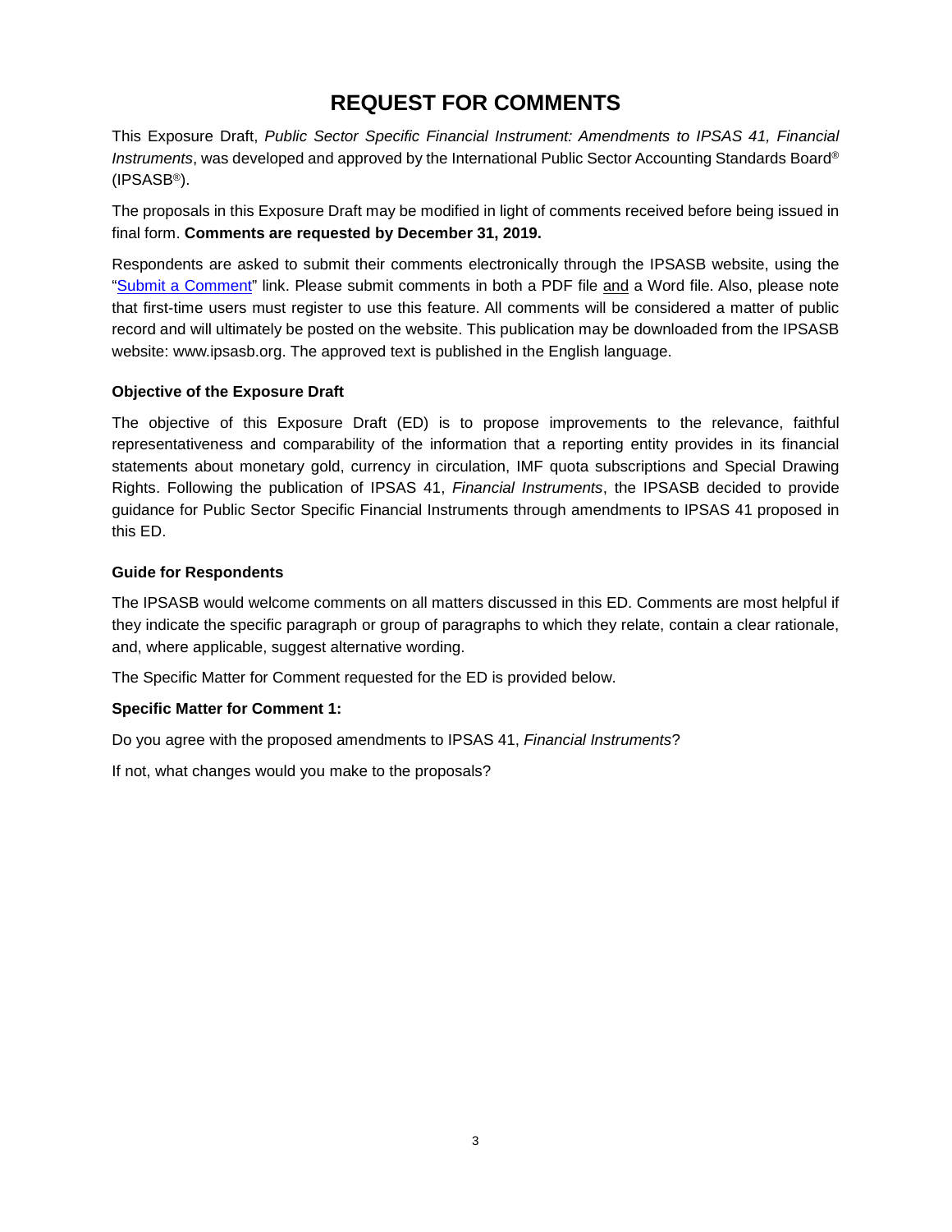# REQUEST FOR COMMENTS

This Exposure Draft, *Public Sector Specific Financial Instrument: Amendments to IPSAS 41, Financial Instruments*, was developed and approved by the International Public Sector Accounting Standards Board® (IPSASB®).

The proposals in this Exposure Draft may be modified in light of comments received before being issued in final form. **Comments are requested by December 31, 2019.**

Respondents are asked to submit their comments electronically through the IPSASB website, using the "Submit a Comment" link. Please submit comments in both a PDF file and a Word file. Also, please note that first-time users must register to use this feature. All comments will be considered a matter of public record and will ultimately be posted on the website. This publication may be downloaded from the IPSASB website: www.ipsasb.org. The approved text is published in the English language.

### Objective of the Exposure Draft

The objective of this Exposure Draft (ED) is to propose improvements to the relevance, faithful representativeness and comparability of the information that a reporting entity provides in its financial statements about monetary gold, currency in circulation, IMF quota subscriptions and Special Drawing Rights. Following the publication of IPSAS 41, *Financial Instruments*, the IPSASB decided to provide guidance for Public Sector Specific Financial Instruments through amendments to IPSAS 41 proposed in this ED.

### Guide for Respondents

The IPSASB would welcome comments on all matters discussed in this ED. Comments are most helpful if they indicate the specific paragraph or group of paragraphs to which they relate, contain a clear rationale, and, where applicable, suggest alternative wording.

The Specific Matter for Comment requested for the ED is provided below.

### Specific Matter for Comment 1:

Do you agree with the proposed amendments to IPSAS 41, *Financial Instruments*?

If not, what changes would you make to the proposals?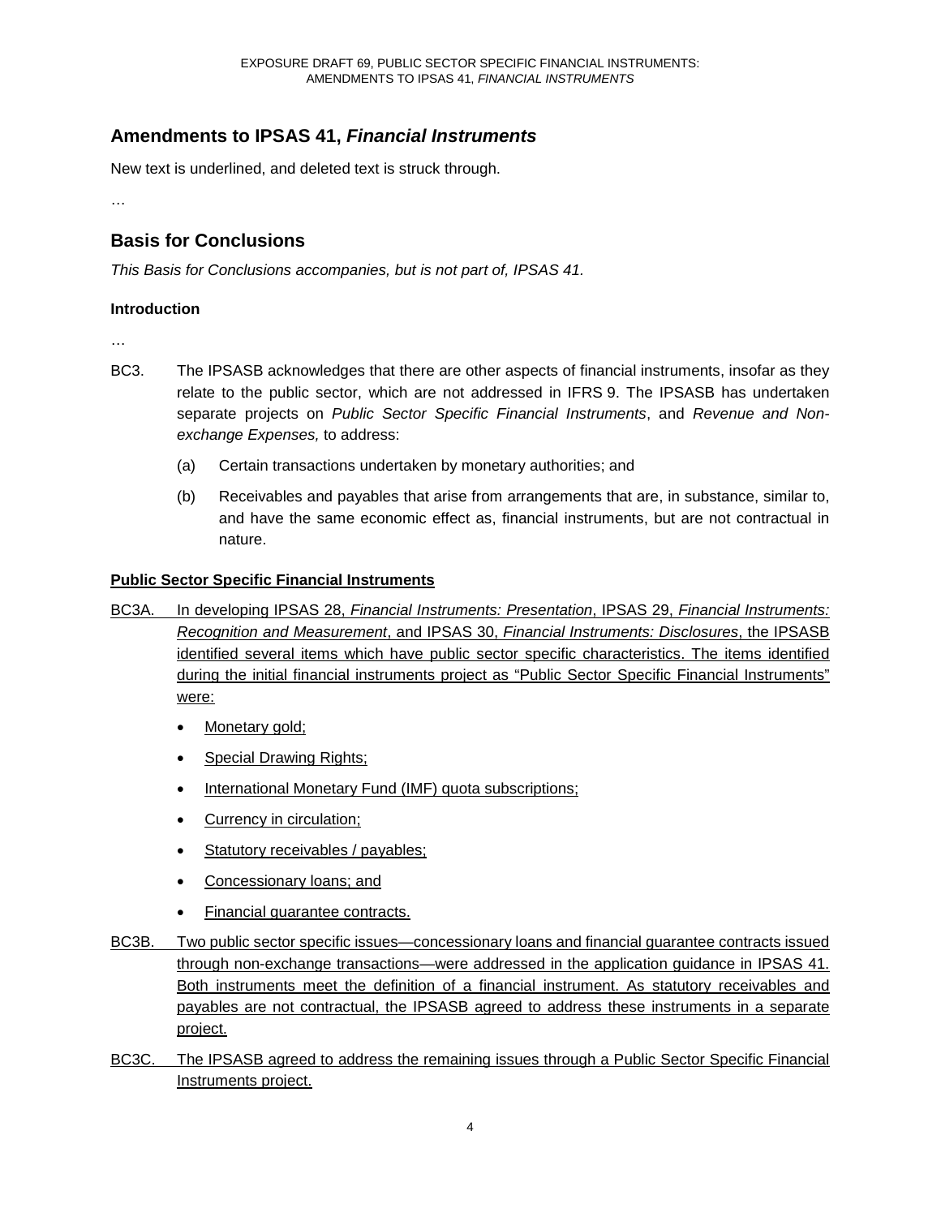## Amendments to IPSAS 41, *Financial Instruments*

New text is underlined, and deleted text is struck through.

…

## Basis for Conclusions

*This Basis for Conclusions accompanies, but is not part of, IPSAS 41.*

### Introduction

…

BC3. The IPSASB acknowledges that there are other aspects of financial instruments, insofar as they relate to the public sector, which are not addressed in IFRS 9. The IPSASB has undertaken separate projects on *Public Sector Specific Financial Instruments*, and *Revenue and Non-exchange Expenses,* to address:

(a) Certain transactions undertaken by monetary authorities; and

(b) Receivables and payables that arise from arrangements that are, in substance, similar to, and have the same economic effect as, financial instruments, but are not contractual in nature.

<u>**Public Sector Specific Financial Instruments**</u>

<u>BC3A. In developing IPSAS 28, *Financial Instruments: Presentation*, IPSAS 29, *Financial Instruments: Recognition and Measurement*, and IPSAS 30, *Financial Instruments: Disclosures*, the IPSASB identified several items which have public sector specific characteristics. The items identified during the initial financial instruments project as "Public Sector Specific Financial Instruments" were:</u>

- <u>Monetary gold;</u>
- <u>Special Drawing Rights;</u>
- <u>International Monetary Fund (IMF) quota subscriptions;</u>
- <u>Currency in circulation;</u>
- <u>Statutory receivables / payables;</u>
- <u>Concessionary loans; and</u>
- <u>Financial guarantee contracts.</u>

<u>BC3B. Two public sector specific issues—concessionary loans and financial guarantee contracts issued through non-exchange transactions—were addressed in the application guidance in IPSAS 41. Both instruments meet the definition of a financial instrument. As statutory receivables and payables are not contractual, the IPSASB agreed to address these instruments in a separate project.</u>

<u>BC3C. The IPSASB agreed to address the remaining issues through a Public Sector Specific Financial Instruments project.</u>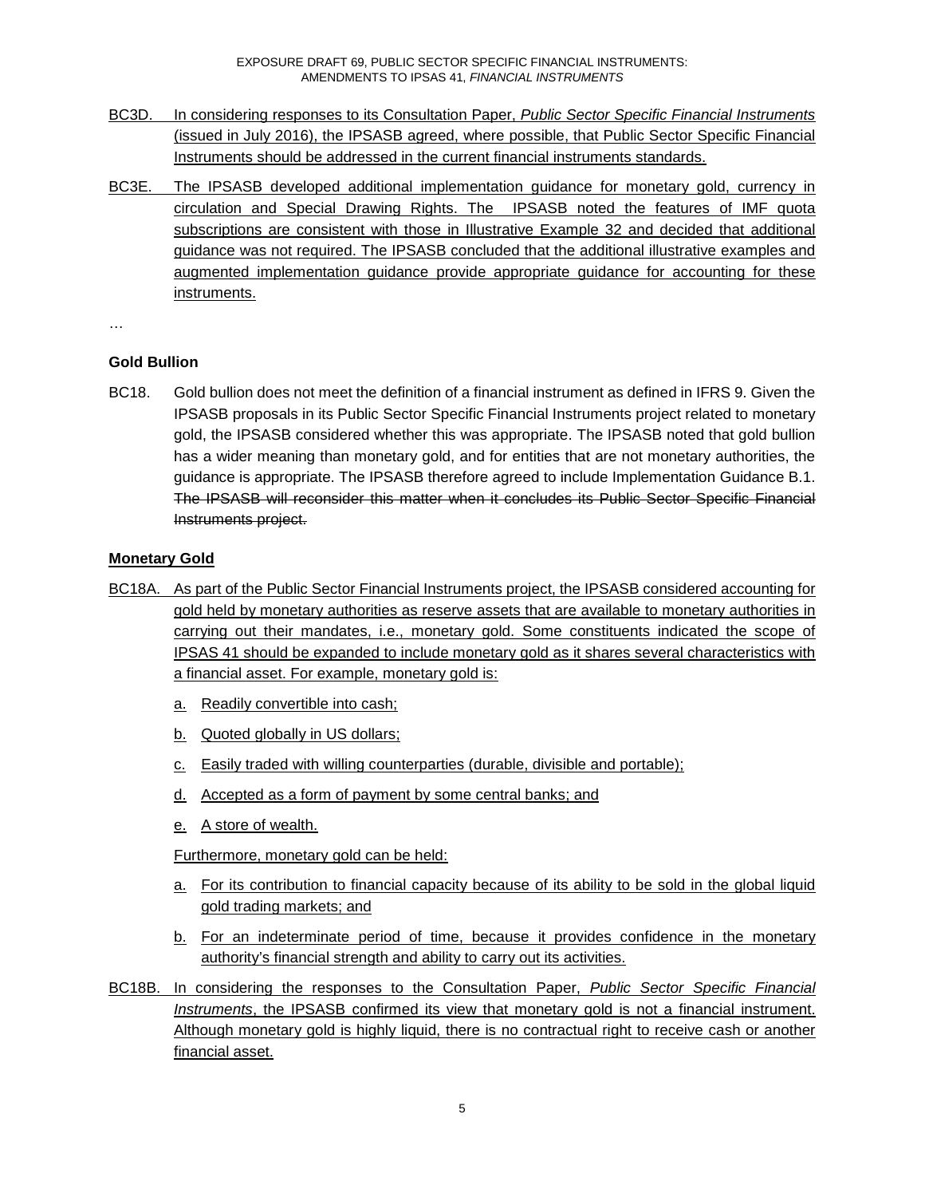BC3D. In considering responses to its Consultation Paper, *Public Sector Specific Financial Instruments* (issued in July 2016), the IPSASB agreed, where possible, that Public Sector Specific Financial Instruments should be addressed in the current financial instruments standards.

BC3E. The IPSASB developed additional implementation guidance for monetary gold, currency in circulation and Special Drawing Rights. The IPSASB noted the features of IMF quota subscriptions are consistent with those in Illustrative Example 32 and decided that additional guidance was not required. The IPSASB concluded that the additional illustrative examples and augmented implementation guidance provide appropriate guidance for accounting for these instruments.

…

**Gold Bullion**

BC18. Gold bullion does not meet the definition of a financial instrument as defined in IFRS 9. Given the IPSASB proposals in its Public Sector Specific Financial Instruments project related to monetary gold, the IPSASB considered whether this was appropriate. The IPSASB noted that gold bullion has a wider meaning than monetary gold, and for entities that are not monetary authorities, the guidance is appropriate. The IPSASB therefore agreed to include Implementation Guidance B.1. ~~The IPSASB will reconsider this matter when it concludes its Public Sector Specific Financial Instruments project.~~

**Monetary Gold**

BC18A. As part of the Public Sector Financial Instruments project, the IPSASB considered accounting for gold held by monetary authorities as reserve assets that are available to monetary authorities in carrying out their mandates, i.e., monetary gold. Some constituents indicated the scope of IPSAS 41 should be expanded to include monetary gold as it shares several characteristics with a financial asset. For example, monetary gold is:

a. Readily convertible into cash;

b. Quoted globally in US dollars;

c. Easily traded with willing counterparties (durable, divisible and portable);

d. Accepted as a form of payment by some central banks; and

e. A store of wealth.

Furthermore, monetary gold can be held:

a. For its contribution to financial capacity because of its ability to be sold in the global liquid gold trading markets; and

b. For an indeterminate period of time, because it provides confidence in the monetary authority's financial strength and ability to carry out its activities.

BC18B. In considering the responses to the Consultation Paper, *Public Sector Specific Financial Instruments*, the IPSASB confirmed its view that monetary gold is not a financial instrument. Although monetary gold is highly liquid, there is no contractual right to receive cash or another financial asset.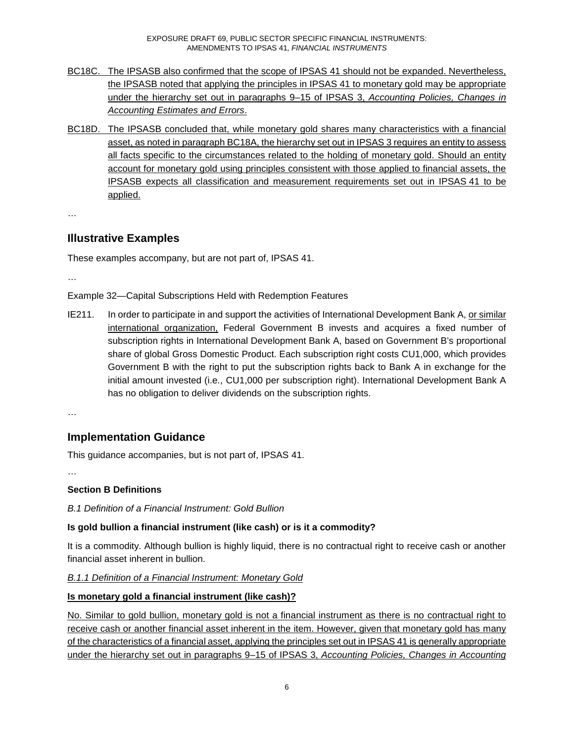BC18C. The IPSASB also confirmed that the scope of IPSAS 41 should not be expanded. Nevertheless, the IPSASB noted that applying the principles in IPSAS 41 to monetary gold may be appropriate under the hierarchy set out in paragraphs 9–15 of IPSAS 3, *Accounting Policies, Changes in Accounting Estimates and Errors*.

BC18D. The IPSASB concluded that, while monetary gold shares many characteristics with a financial asset, as noted in paragraph BC18A, the hierarchy set out in IPSAS 3 requires an entity to assess all facts specific to the circumstances related to the holding of monetary gold. Should an entity account for monetary gold using principles consistent with those applied to financial assets, the IPSASB expects all classification and measurement requirements set out in IPSAS 41 to be applied.

…

## Illustrative Examples

These examples accompany, but are not part of, IPSAS 41.

…

Example 32—Capital Subscriptions Held with Redemption Features

IE211. In order to participate in and support the activities of International Development Bank A, or similar international organization, Federal Government B invests and acquires a fixed number of subscription rights in International Development Bank A, based on Government B's proportional share of global Gross Domestic Product. Each subscription right costs CU1,000, which provides Government B with the right to put the subscription rights back to Bank A in exchange for the initial amount invested (i.e., CU1,000 per subscription right). International Development Bank A has no obligation to deliver dividends on the subscription rights.

…

## Implementation Guidance

This guidance accompanies, but is not part of, IPSAS 41.

…

**Section B Definitions**

*B.1 Definition of a Financial Instrument: Gold Bullion*

**Is gold bullion a financial instrument (like cash) or is it a commodity?**

It is a commodity. Although bullion is highly liquid, there is no contractual right to receive cash or another financial asset inherent in bullion.

*B.1.1 Definition of a Financial Instrument: Monetary Gold*

**Is monetary gold a financial instrument (like cash)?**

No. Similar to gold bullion, monetary gold is not a financial instrument as there is no contractual right to receive cash or another financial asset inherent in the item. However, given that monetary gold has many of the characteristics of a financial asset, applying the principles set out in IPSAS 41 is generally appropriate under the hierarchy set out in paragraphs 9–15 of IPSAS 3, *Accounting Policies, Changes in Accounting*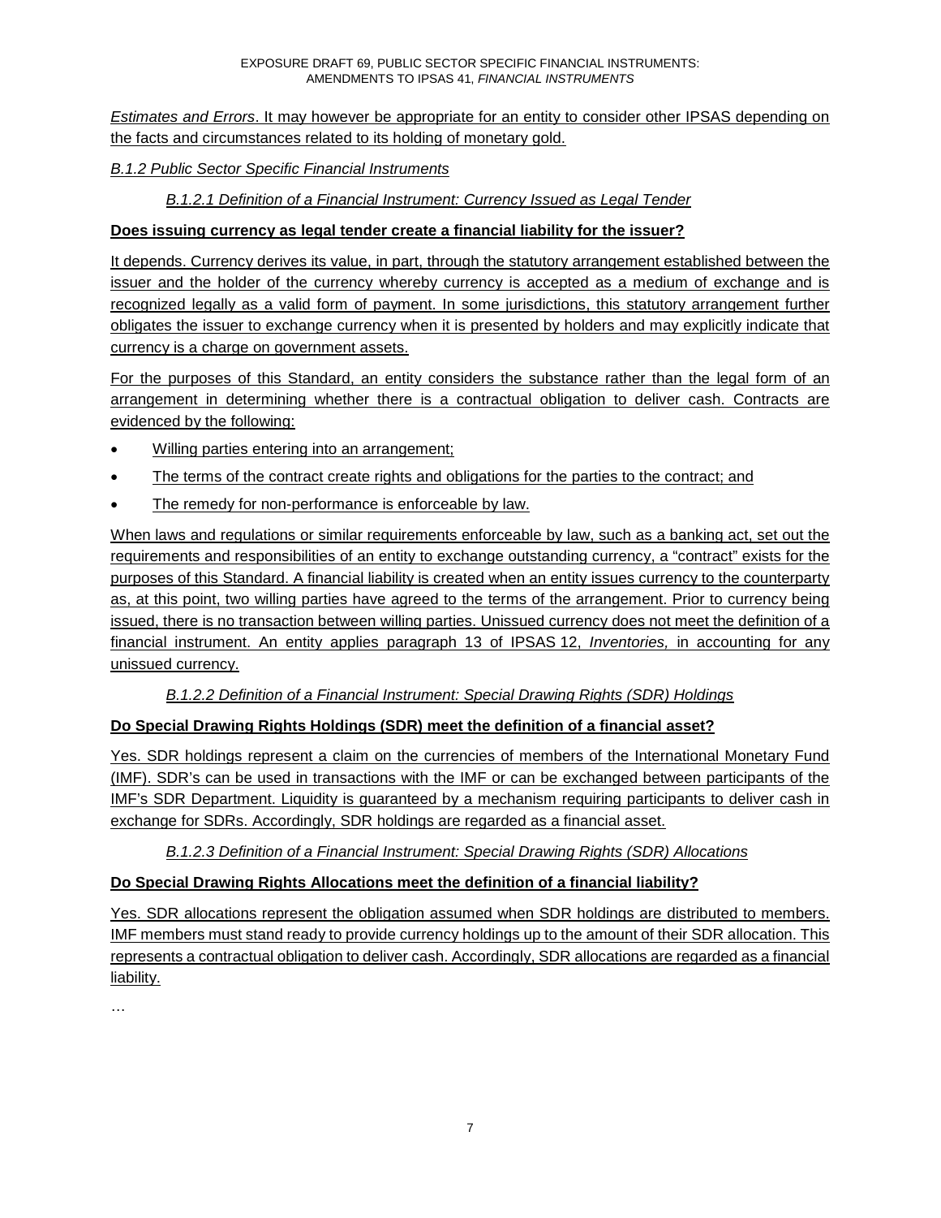*Estimates and Errors*. It may however be appropriate for an entity to consider other IPSAS depending on the facts and circumstances related to its holding of monetary gold.

*B.1.2 Public Sector Specific Financial Instruments*

*B.1.2.1 Definition of a Financial Instrument: Currency Issued as Legal Tender*

**Does issuing currency as legal tender create a financial liability for the issuer?**

It depends. Currency derives its value, in part, through the statutory arrangement established between the issuer and the holder of the currency whereby currency is accepted as a medium of exchange and is recognized legally as a valid form of payment. In some jurisdictions, this statutory arrangement further obligates the issuer to exchange currency when it is presented by holders and may explicitly indicate that currency is a charge on government assets.

For the purposes of this Standard, an entity considers the substance rather than the legal form of an arrangement in determining whether there is a contractual obligation to deliver cash. Contracts are evidenced by the following:

- Willing parties entering into an arrangement;
- The terms of the contract create rights and obligations for the parties to the contract; and
- The remedy for non-performance is enforceable by law.

When laws and regulations or similar requirements enforceable by law, such as a banking act, set out the requirements and responsibilities of an entity to exchange outstanding currency, a "contract" exists for the purposes of this Standard. A financial liability is created when an entity issues currency to the counterparty as, at this point, two willing parties have agreed to the terms of the arrangement. Prior to currency being issued, there is no transaction between willing parties. Unissued currency does not meet the definition of a financial instrument. An entity applies paragraph 13 of IPSAS 12, *Inventories,* in accounting for any unissued currency.

*B.1.2.2 Definition of a Financial Instrument: Special Drawing Rights (SDR) Holdings*

**Do Special Drawing Rights Holdings (SDR) meet the definition of a financial asset?**

Yes. SDR holdings represent a claim on the currencies of members of the International Monetary Fund (IMF). SDR's can be used in transactions with the IMF or can be exchanged between participants of the IMF's SDR Department. Liquidity is guaranteed by a mechanism requiring participants to deliver cash in exchange for SDRs. Accordingly, SDR holdings are regarded as a financial asset.

*B.1.2.3 Definition of a Financial Instrument: Special Drawing Rights (SDR) Allocations*

**Do Special Drawing Rights Allocations meet the definition of a financial liability?**

Yes. SDR allocations represent the obligation assumed when SDR holdings are distributed to members. IMF members must stand ready to provide currency holdings up to the amount of their SDR allocation. This represents a contractual obligation to deliver cash. Accordingly, SDR allocations are regarded as a financial liability.

…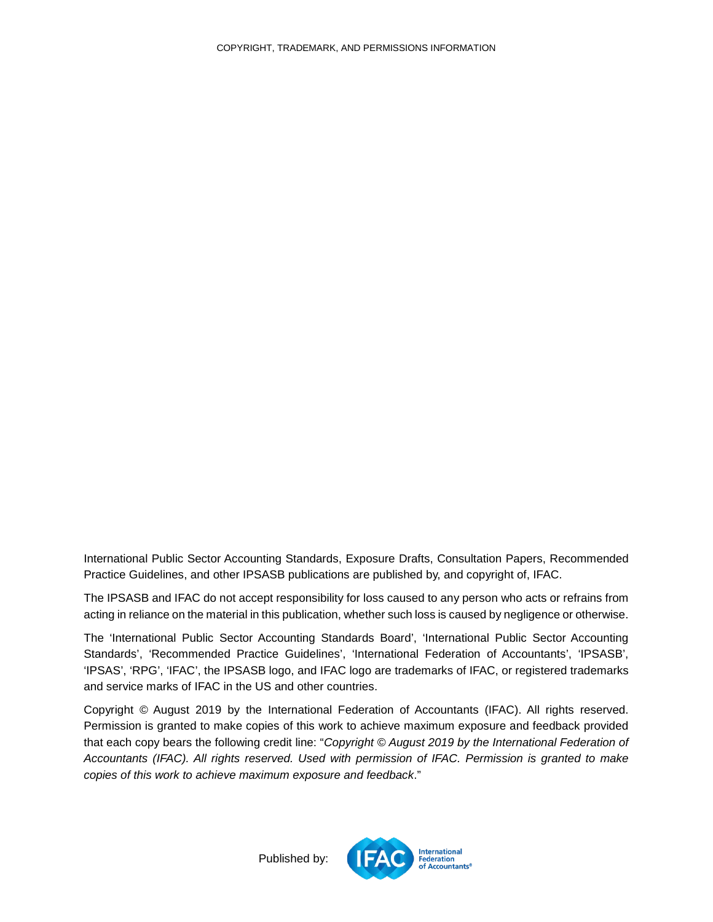COPYRIGHT, TRADEMARK, AND PERMISSIONS INFORMATION

International Public Sector Accounting Standards, Exposure Drafts, Consultation Papers, Recommended Practice Guidelines, and other IPSASB publications are published by, and copyright of, IFAC.

The IPSASB and IFAC do not accept responsibility for loss caused to any person who acts or refrains from acting in reliance on the material in this publication, whether such loss is caused by negligence or otherwise.

The 'International Public Sector Accounting Standards Board', 'International Public Sector Accounting Standards', 'Recommended Practice Guidelines', 'International Federation of Accountants', 'IPSASB', 'IPSAS', 'RPG', 'IFAC', the IPSASB logo, and IFAC logo are trademarks of IFAC, or registered trademarks and service marks of IFAC in the US and other countries.

Copyright © August 2019 by the International Federation of Accountants (IFAC). All rights reserved. Permission is granted to make copies of this work to achieve maximum exposure and feedback provided that each copy bears the following credit line: "*Copyright © August 2019 by the International Federation of Accountants (IFAC). All rights reserved. Used with permission of IFAC. Permission is granted to make copies of this work to achieve maximum exposure and feedback*."

Published by: IFAC International Federation of Accountants®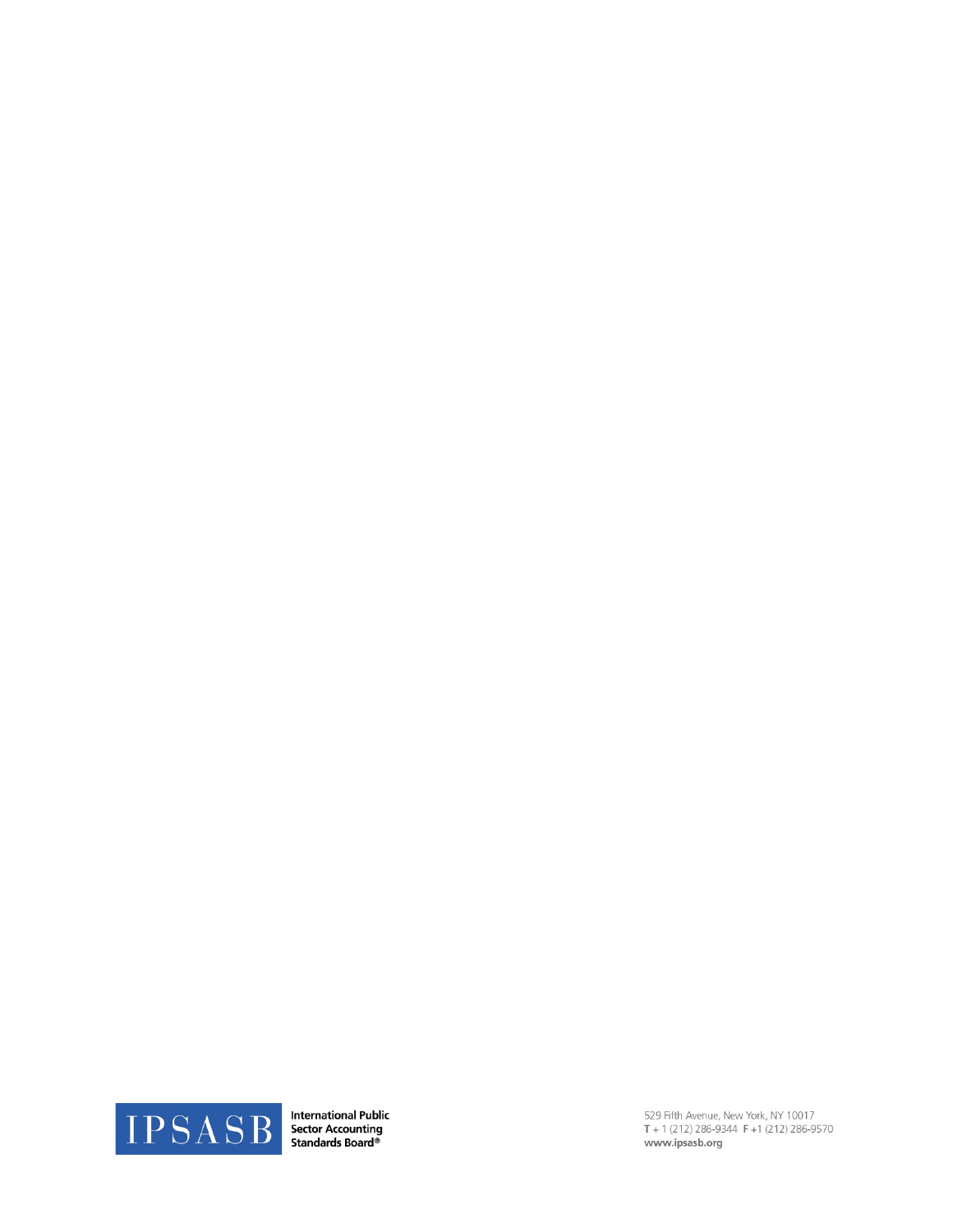IPSASB

**International Public Sector Accounting Standards Board®**

529 Fifth Avenue, New York, NY 10017
**T** + 1 (212) 286-9344 **F** +1 (212) 286-9570
**www.ipsasb.org**